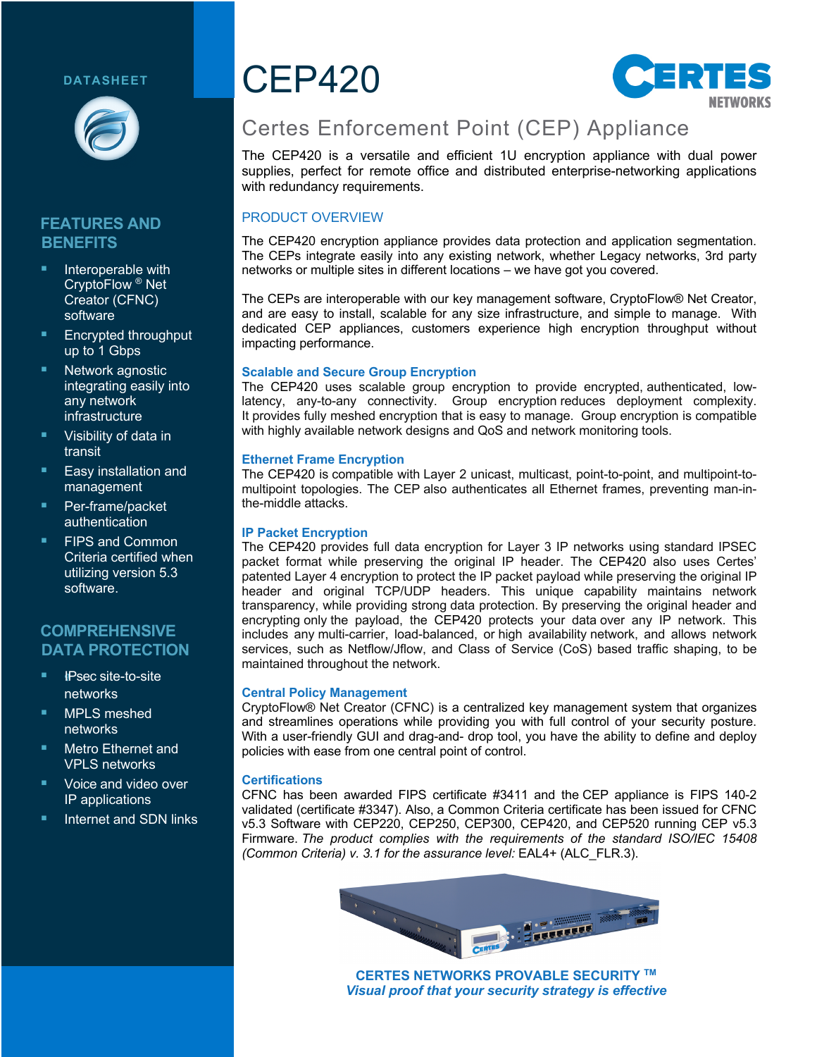DATASHEET

# CEP420

## Certes Enforcement Point (CEP) Appliance

The CEP420 is a versatile and efficient 1U encryption appliance with dual power supplies, perfect for remote office and distributed enterprise-networking applications with redundancy requirements.

## FEATURES AND BENEFITS

- Interoperable with CryptoFlow ® Net Creator (CFNC) software
- Encrypted throughput up to 1 Gbps
- Network agnostic integrating easily into any network infrastructure
- Visibility of data in transit
- Easy installation and management
- Per-frame/packet authentication
- FIPS and Common Criteria certified when utilizing version 5.3 software.

## COMPREHENSIVE DATA PROTECTION

- IPsec site-to-site networks
- MPLS meshed networks
- Metro Ethernet and VPLS networks
- Voice and video over IP applications
- Internet and SDN links

## PRODUCT OVERVIEW

The CEP420 encryption appliance provides data protection and application segmentation. The CEPs integrate easily into any existing network, whether Legacy networks, 3rd party networks or multiple sites in different locations – we have got you covered.

The CEPs are interoperable with our key management software, CryptoFlow® Net Creator, and are easy to install, scalable for any size infrastructure, and simple to manage. With dedicated CEP appliances, customers experience high encryption throughput without impacting performance.

### Scalable and Secure Group Encryption

The CEP420 uses scalable group encryption to provide encrypted, authenticated, low-latency, any-to-any connectivity. Group encryption reduces deployment complexity. It provides fully meshed encryption that is easy to manage. Group encryption is compatible with highly available network designs and QoS and network monitoring tools.

### Ethernet Frame Encryption

The CEP420 is compatible with Layer 2 unicast, multicast, point-to-point, and multipoint-to-multipoint topologies. The CEP also authenticates all Ethernet frames, preventing man-in-the-middle attacks.

### IP Packet Encryption

The CEP420 provides full data encryption for Layer 3 IP networks using standard IPSEC packet format while preserving the original IP header. The CEP420 also uses Certes' patented Layer 4 encryption to protect the IP packet payload while preserving the original IP header and original TCP/UDP headers. This unique capability maintains network transparency, while providing strong data protection. By preserving the original header and encrypting only the payload, the CEP420 protects your data over any IP network. This includes any multi-carrier, load-balanced, or high availability network, and allows network services, such as Netflow/Jflow, and Class of Service (CoS) based traffic shaping, to be maintained throughout the network.

### Central Policy Management

CryptoFlow® Net Creator (CFNC) is a centralized key management system that organizes and streamlines operations while providing you with full control of your security posture. With a user-friendly GUI and drag-and- drop tool, you have the ability to define and deploy policies with ease from one central point of control.

### Certifications

CFNC has been awarded FIPS certificate #3411 and the CEP appliance is FIPS 140-2 validated (certificate #3347). Also, a Common Criteria certificate has been issued for CFNC v5.3 Software with CEP220, CEP250, CEP300, CEP420, and CEP520 running CEP v5.3 Firmware. *The product complies with the requirements of the standard ISO/IEC 15408 (Common Criteria) v. 3.1 for the assurance level:* EAL4+ (ALC_FLR.3).

**CERTES NETWORKS PROVABLE SECURITY ™**
***Visual proof that your security strategy is effective***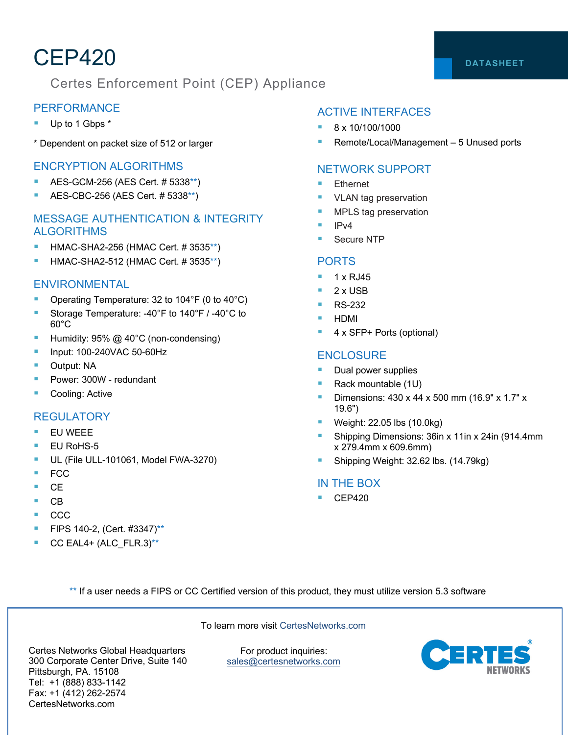# CEP420

Certes Enforcement Point (CEP) Appliance

DATASHEET

## PERFORMANCE

- Up to 1 Gbps *

* Dependent on packet size of 512 or larger

## ENCRYPTION ALGORITHMS

- AES-GCM-256 (AES Cert. # 5338**)
- AES-CBC-256 (AES Cert. # 5338**)

## MESSAGE AUTHENTICATION & INTEGRITY ALGORITHMS

- HMAC-SHA2-256 (HMAC Cert. # 3535**)
- HMAC-SHA2-512 (HMAC Cert. # 3535**)

## ENVIRONMENTAL

- Operating Temperature: 32 to 104°F (0 to 40°C)
- Storage Temperature: -40°F to 140°F / -40°C to 60°C
- Humidity: 95% @ 40°C (non-condensing)
- Input: 100-240VAC 50-60Hz
- Output: NA
- Power: 300W - redundant
- Cooling: Active

## REGULATORY

- EU WEEE
- EU RoHS-5
- UL (File ULL-101061, Model FWA-3270)
- FCC
- CE
- CB
- CCC
- FIPS 140-2, (Cert. #3347)**
- CC EAL4+ (ALC_FLR.3)**

## ACTIVE INTERFACES

- 8 x 10/100/1000
- Remote/Local/Management – 5 Unused ports

## NETWORK SUPPORT

- Ethernet
- VLAN tag preservation
- MPLS tag preservation
- IPv4
- Secure NTP

## PORTS

- 1 x RJ45
- 2 x USB
- RS-232
- HDMI
- 4 x SFP+ Ports (optional)

## ENCLOSURE

- Dual power supplies
- Rack mountable (1U)
- Dimensions: 430 x 44 x 500 mm (16.9" x 1.7" x 19.6")
- Weight: 22.05 lbs (10.0kg)
- Shipping Dimensions: 36in x 11in x 24in (914.4mm x 279.4mm x 609.6mm)
- Shipping Weight: 32.62 lbs. (14.79kg)

## IN THE BOX

- CEP420

** If a user needs a FIPS or CC Certified version of this product, they must utilize version 5.3 software

To learn more visit CertesNetworks.com

Certes Networks Global Headquarters
300 Corporate Center Drive, Suite 140
Pittsburgh, PA. 15108
Tel: +1 (888) 833-1142
Fax: +1 (412) 262-2574
CertesNetworks.com

For product inquiries:
sales@certesnetworks.com

CERTES NETWORKS